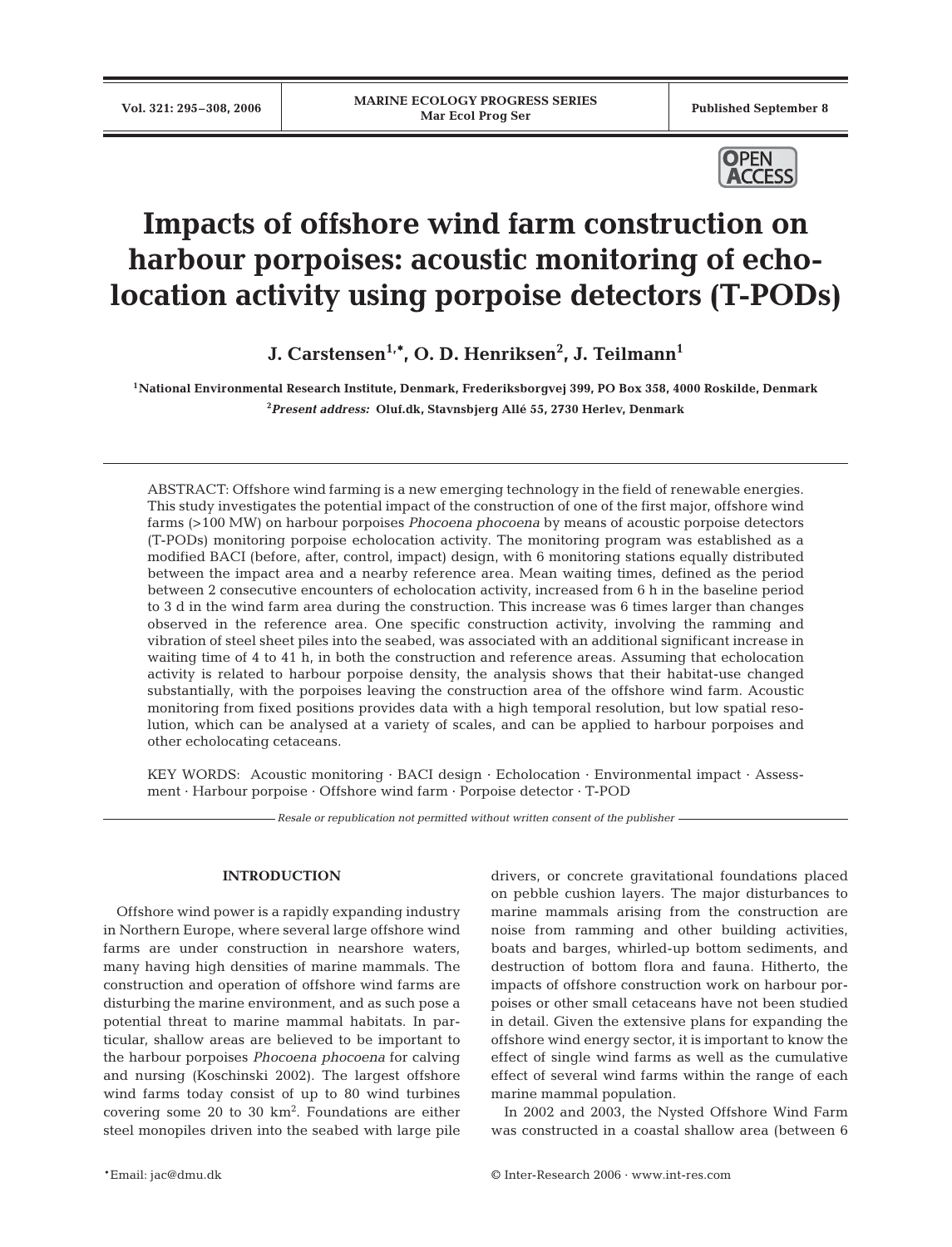# Impacts of offshore wind farm construction on harbour porpoises: acoustic monitoring of echolocation activity using porpoise detectors (T-PODs)

**J. Carstensen[1,*], O. D. Henriksen[2], J. Teilmann[1]**

[1]National Environmental Research Institute, Denmark, Frederiksborgvej 399, PO Box 358, 4000 Roskilde, Denmark

[2]*Present address:* Oluf.dk, Stavnsbjerg Allé 55, 2730 Herlev, Denmark

ABSTRACT: Offshore wind farming is a new emerging technology in the field of renewable energies. This study investigates the potential impact of the construction of one of the first major, offshore wind farms (>100 MW) on harbour porpoises *Phocoena phocoena* by means of acoustic porpoise detectors (T-PODs) monitoring porpoise echolocation activity. The monitoring program was established as a modified BACI (before, after, control, impact) design, with 6 monitoring stations equally distributed between the impact area and a nearby reference area. Mean waiting times, defined as the period between 2 consecutive encounters of echolocation activity, increased from 6 h in the baseline period to 3 d in the wind farm area during the construction. This increase was 6 times larger than changes observed in the reference area. One specific construction activity, involving the ramming and vibration of steel sheet piles into the seabed, was associated with an additional significant increase in waiting time of 4 to 41 h, in both the construction and reference areas. Assuming that echolocation activity is related to harbour porpoise density, the analysis shows that their habitat-use changed substantially, with the porpoises leaving the construction area of the offshore wind farm. Acoustic monitoring from fixed positions provides data with a high temporal resolution, but low spatial resolution, which can be analysed at a variety of scales, and can be applied to harbour porpoises and other echolocating cetaceans.

KEY WORDS: Acoustic monitoring · BACI design · Echolocation · Environmental impact · Assessment · Harbour porpoise · Offshore wind farm · Porpoise detector · T-POD

*Resale or republication not permitted without written consent of the publisher*

## INTRODUCTION

Offshore wind power is a rapidly expanding industry in Northern Europe, where several large offshore wind farms are under construction in nearshore waters, many having high densities of marine mammals. The construction and operation of offshore wind farms are disturbing the marine environment, and as such pose a potential threat to marine mammal habitats. In particular, shallow areas are believed to be important to the harbour porpoises *Phocoena phocoena* for calving and nursing (Koschinski 2002). The largest offshore wind farms today consist of up to 80 wind turbines covering some 20 to 30 km$^2$. Foundations are either steel monopiles driven into the seabed with large pile drivers, or concrete gravitational foundations placed on pebble cushion layers. The major disturbances to marine mammals arising from the construction are noise from ramming and other building activities, boats and barges, whirled-up bottom sediments, and destruction of bottom flora and fauna. Hitherto, the impacts of offshore construction work on harbour porpoises or other small cetaceans have not been studied in detail. Given the extensive plans for expanding the offshore wind energy sector, it is important to know the effect of single wind farms as well as the cumulative effect of several wind farms within the range of each marine mammal population.

In 2002 and 2003, the Nysted Offshore Wind Farm was constructed in a coastal shallow area (between 6

*Email: jac@dmu.dk

© Inter-Research 2006 · www.int-res.com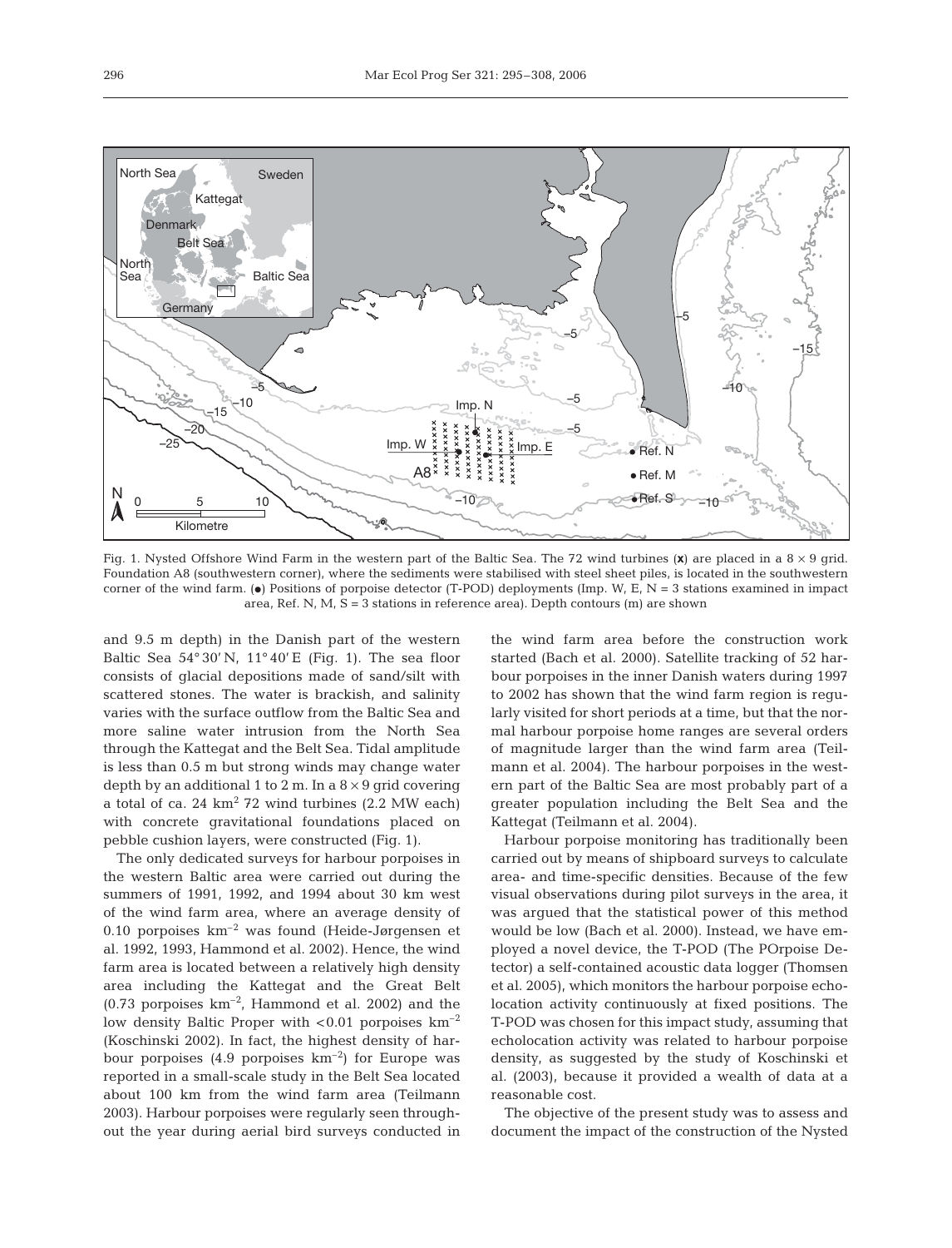Fig. 1. Nysted Offshore Wind Farm in the western part of the Baltic Sea. The 72 wind turbines (**x**) are placed in a 8 × 9 grid. Foundation A8 (southwestern corner), where the sediments were stabilised with steel sheet piles, is located in the southwestern corner of the wind farm. (●) Positions of porpoise detector (T-POD) deployments (Imp. W, E, N = 3 stations examined in impact area, Ref. N, M, S = 3 stations in reference area). Depth contours (m) are shown

and 9.5 m depth) in the Danish part of the western Baltic Sea 54° 30' N, 11° 40' E (Fig. 1). The sea floor consists of glacial depositions made of sand/silt with scattered stones. The water is brackish, and salinity varies with the surface outflow from the Baltic Sea and more saline water intrusion from the North Sea through the Kattegat and the Belt Sea. Tidal amplitude is less than 0.5 m but strong winds may change water depth by an additional 1 to 2 m. In a 8 × 9 grid covering a total of ca. 24 $km^2$ 72 wind turbines (2.2 MW each) with concrete gravitational foundations placed on pebble cushion layers, were constructed (Fig. 1).

The only dedicated surveys for harbour porpoises in the western Baltic area were carried out during the summers of 1991, 1992, and 1994 about 30 km west of the wind farm area, where an average density of 0.10 porpoises $km^{-2}$ was found (Heide-Jørgensen et al. 1992, 1993, Hammond et al. 2002). Hence, the wind farm area is located between a relatively high density area including the Kattegat and the Great Belt (0.73 porpoises $km^{-2}$, Hammond et al. 2002) and the low density Baltic Proper with <0.01 porpoises $km^{-2}$ (Koschinski 2002). In fact, the highest density of harbour porpoises (4.9 porpoises $km^{-2}$) for Europe was reported in a small-scale study in the Belt Sea located about 100 km from the wind farm area (Teilmann 2003). Harbour porpoises were regularly seen throughout the year during aerial bird surveys conducted in the wind farm area before the construction work started (Bach et al. 2000). Satellite tracking of 52 harbour porpoises in the inner Danish waters during 1997 to 2002 has shown that the wind farm region is regularly visited for short periods at a time, but that the normal harbour porpoise home ranges are several orders of magnitude larger than the wind farm area (Teilmann et al. 2004). The harbour porpoises in the western part of the Baltic Sea are most probably part of a greater population including the Belt Sea and the Kattegat (Teilmann et al. 2004).

Harbour porpoise monitoring has traditionally been carried out by means of shipboard surveys to calculate area- and time-specific densities. Because of the few visual observations during pilot surveys in the area, it was argued that the statistical power of this method would be low (Bach et al. 2000). Instead, we have employed a novel device, the T-POD (The POrpoise Detector) a self-contained acoustic data logger (Thomsen et al. 2005), which monitors the harbour porpoise echolocation activity continuously at fixed positions. The T-POD was chosen for this impact study, assuming that echolocation activity was related to harbour porpoise density, as suggested by the study of Koschinski et al. (2003), because it provided a wealth of data at a reasonable cost.

The objective of the present study was to assess and document the impact of the construction of the Nysted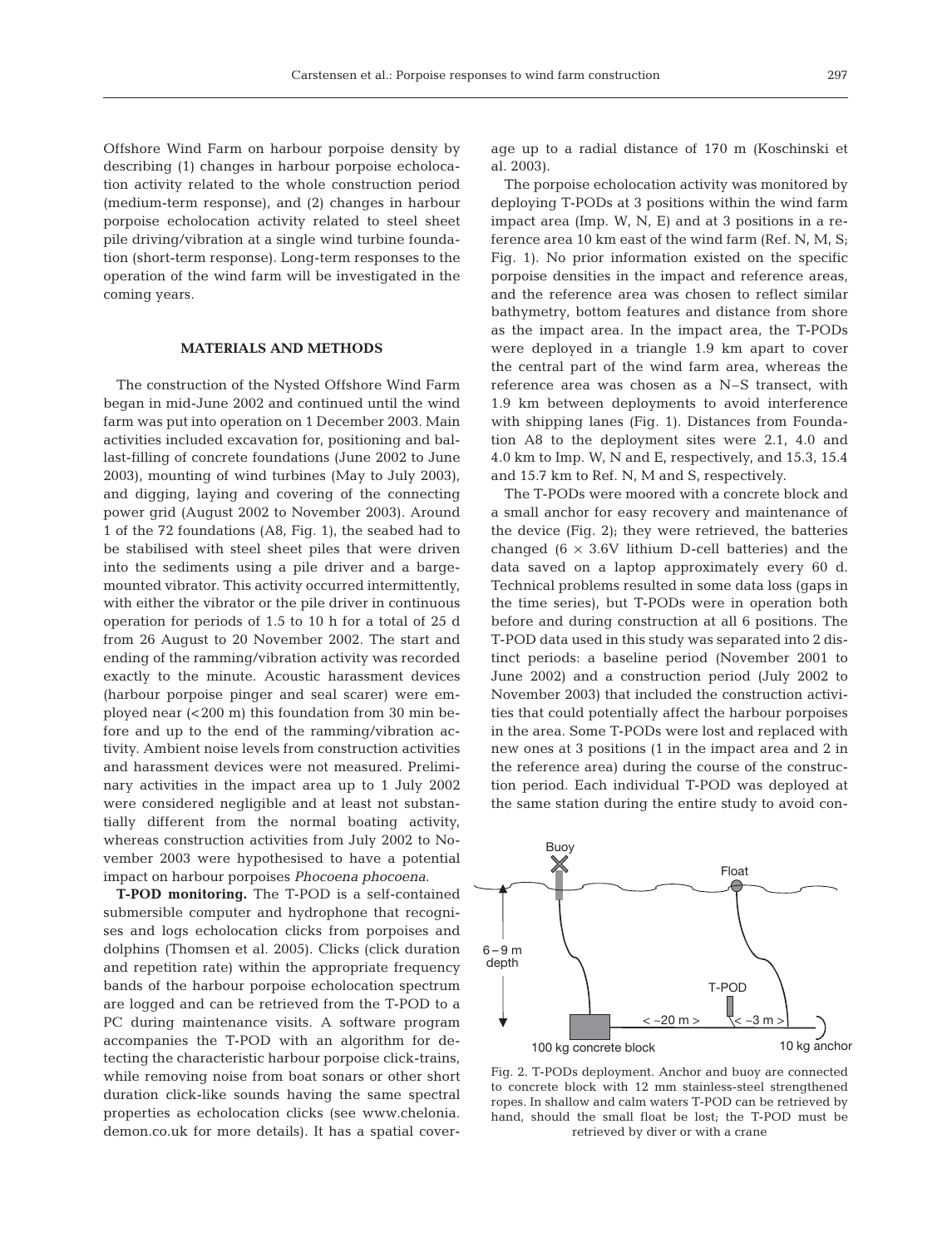Offshore Wind Farm on harbour porpoise density by describing (1) changes in harbour porpoise echolocation activity related to the whole construction period (medium-term response), and (2) changes in harbour porpoise echolocation activity related to steel sheet pile driving/vibration at a single wind turbine foundation (short-term response). Long-term responses to the operation of the wind farm will be investigated in the coming years.

## MATERIALS AND METHODS

The construction of the Nysted Offshore Wind Farm began in mid-June 2002 and continued until the wind farm was put into operation on 1 December 2003. Main activities included excavation for, positioning and ballast-filling of concrete foundations (June 2002 to June 2003), mounting of wind turbines (May to July 2003), and digging, laying and covering of the connecting power grid (August 2002 to November 2003). Around 1 of the 72 foundations (A8, Fig. 1), the seabed had to be stabilised with steel sheet piles that were driven into the sediments using a pile driver and a barge-mounted vibrator. This activity occurred intermittently, with either the vibrator or the pile driver in continuous operation for periods of 1.5 to 10 h for a total of 25 d from 26 August to 20 November 2002. The start and ending of the ramming/vibration activity was recorded exactly to the minute. Acoustic harassment devices (harbour porpoise pinger and seal scarer) were employed near (<200 m) this foundation from 30 min before and up to the end of the ramming/vibration activity. Ambient noise levels from construction activities and harassment devices were not measured. Preliminary activities in the impact area up to 1 July 2002 were considered negligible and at least not substantially different from the normal boating activity, whereas construction activities from July 2002 to November 2003 were hypothesised to have a potential impact on harbour porpoises *Phocoena phocoena*.

**T-POD monitoring.** The T-POD is a self-contained submersible computer and hydrophone that recognises and logs echolocation clicks from porpoises and dolphins (Thomsen et al. 2005). Clicks (click duration and repetition rate) within the appropriate frequency bands of the harbour porpoise echolocation spectrum are logged and can be retrieved from the T-POD to a PC during maintenance visits. A software program accompanies the T-POD with an algorithm for detecting the characteristic harbour porpoise click-trains, while removing noise from boat sonars or other short duration click-like sounds having the same spectral properties as echolocation clicks (see www.chelonia.demon.co.uk for more details). It has a spatial coverage up to a radial distance of 170 m (Koschinski et al. 2003).

The porpoise echolocation activity was monitored by deploying T-PODs at 3 positions within the wind farm impact area (Imp. W, N, E) and at 3 positions in a reference area 10 km east of the wind farm (Ref. N, M, S; Fig. 1). No prior information existed on the specific porpoise densities in the impact and reference areas, and the reference area was chosen to reflect similar bathymetry, bottom features and distance from shore as the impact area. In the impact area, the T-PODs were deployed in a triangle 1.9 km apart to cover the central part of the wind farm area, whereas the reference area was chosen as a N–S transect, with 1.9 km between deployments to avoid interference with shipping lanes (Fig. 1). Distances from Foundation A8 to the deployment sites were 2.1, 4.0 and 4.0 km to Imp. W, N and E, respectively, and 15.3, 15.4 and 15.7 km to Ref. N, M and S, respectively.

The T-PODs were moored with a concrete block and a small anchor for easy recovery and maintenance of the device (Fig. 2); they were retrieved, the batteries changed (6 × 3.6V lithium D-cell batteries) and the data saved on a laptop approximately every 60 d. Technical problems resulted in some data loss (gaps in the time series), but T-PODs were in operation both before and during construction at all 6 positions. The T-POD data used in this study was separated into 2 distinct periods: a baseline period (November 2001 to June 2002) and a construction period (July 2002 to November 2003) that included the construction activities that could potentially affect the harbour porpoises in the area. Some T-PODs were lost and replaced with new ones at 3 positions (1 in the impact area and 2 in the reference area) during the course of the construction period. Each individual T-POD was deployed at the same station during the entire study to avoid con-

Fig. 2. T-PODs deployment. Anchor and buoy are connected to concrete block with 12 mm stainless-steel strengthened ropes. In shallow and calm waters T-POD can be retrieved by hand, should the small float be lost; the T-POD must be retrieved by diver or with a crane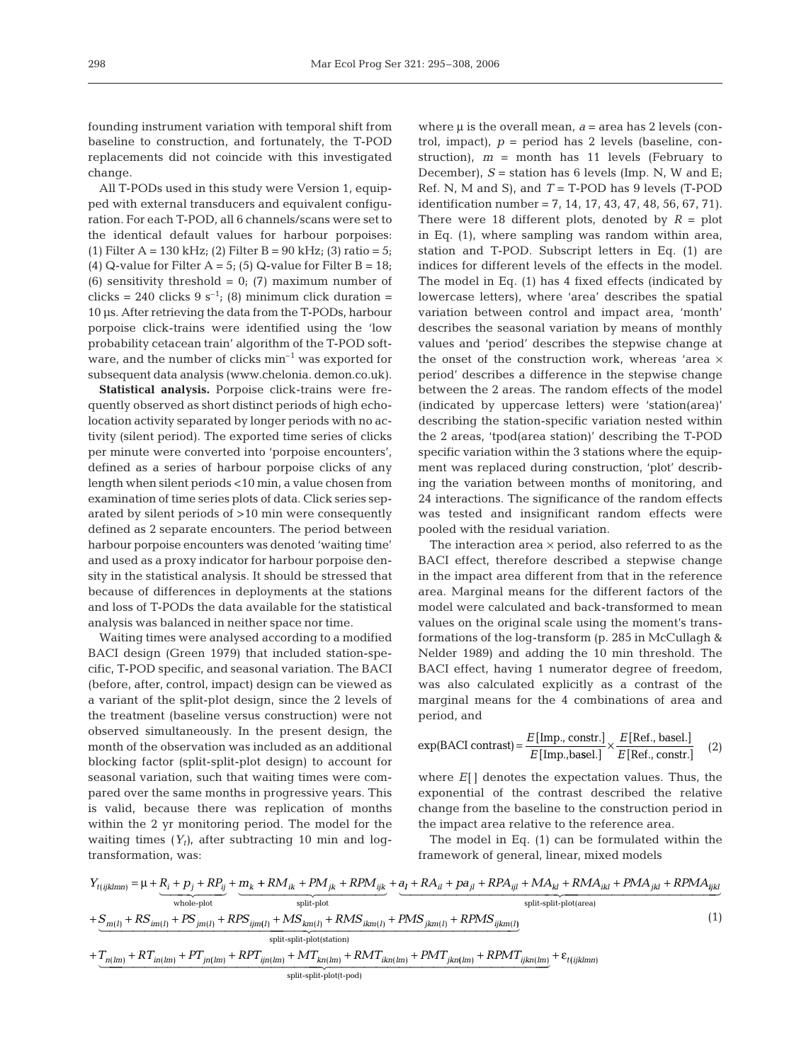founding instrument variation with temporal shift from baseline to construction, and fortunately, the T-POD replacements did not coincide with this investigated change.

All T-PODs used in this study were Version 1, equipped with external transducers and equivalent configuration. For each T-POD, all 6 channels/scans were set to the identical default values for harbour porpoises: (1) Filter A = 130 kHz; (2) Filter B = 90 kHz; (3) ratio = 5; (4) Q-value for Filter A = 5; (5) Q-value for Filter B = 18; (6) sensitivity threshold = 0; (7) maximum number of clicks = 240 clicks 9 $s^{-1}$; (8) minimum click duration = 10 µs. After retrieving the data from the T-PODs, harbour porpoise click-trains were identified using the 'low probability cetacean train' algorithm of the T-POD software, and the number of clicks $min^{-1}$ was exported for subsequent data analysis (www.chelonia. demon.co.uk).

**Statistical analysis.** Porpoise click-trains were frequently observed as short distinct periods of high echolocation activity separated by longer periods with no activity (silent period). The exported time series of clicks per minute were converted into 'porpoise encounters', defined as a series of harbour porpoise clicks of any length when silent periods <10 min, a value chosen from examination of time series plots of data. Click series separated by silent periods of >10 min were consequently defined as 2 separate encounters. The period between harbour porpoise encounters was denoted 'waiting time' and used as a proxy indicator for harbour porpoise density in the statistical analysis. It should be stressed that because of differences in deployments at the stations and loss of T-PODs the data available for the statistical analysis was balanced in neither space nor time.

Waiting times were analysed according to a modified BACI design (Green 1979) that included station-specific, T-POD specific, and seasonal variation. The BACI (before, after, control, impact) design can be viewed as a variant of the split-plot design, since the 2 levels of the treatment (baseline versus construction) were not observed simultaneously. In the present design, the month of the observation was included as an additional blocking factor (split-split-plot design) to account for seasonal variation, such that waiting times were compared over the same months in progressive years. This is valid, because there was replication of months within the 2 yr monitoring period. The model for the waiting times ($Y_t$), after subtracting 10 min and log-transformation, was:

where µ is the overall mean, $a$ = area has 2 levels (control, impact), $p$ = period has 2 levels (baseline, construction), $m$ = month has 11 levels (February to December), $S$ = station has 6 levels (Imp. N, W and E; Ref. N, M and S), and $T$ = T-POD has 9 levels (T-POD identification number = 7, 14, 17, 43, 47, 48, 56, 67, 71). There were 18 different plots, denoted by $R$ = plot in Eq. (1), where sampling was random within area, station and T-POD. Subscript letters in Eq. (1) are indices for different levels of the effects in the model. The model in Eq. (1) has 4 fixed effects (indicated by lowercase letters), where 'area' describes the spatial variation between control and impact area, 'month' describes the seasonal variation by means of monthly values and 'period' describes the stepwise change at the onset of the construction work, whereas 'area × period' describes a difference in the stepwise change between the 2 areas. The random effects of the model (indicated by uppercase letters) were 'station(area)' describing the station-specific variation nested within the 2 areas, 'tpod(area station)' describing the T-POD specific variation within the 3 stations where the equipment was replaced during construction, 'plot' describing the variation between months of monitoring, and 24 interactions. The significance of the random effects was tested and insignificant random effects were pooled with the residual variation.

The interaction area × period, also referred to as the BACI effect, therefore described a stepwise change in the impact area different from that in the reference area. Marginal means for the different factors of the model were calculated and back-transformed to mean values on the original scale using the moment's transformations of the log-transform (p. 285 in McCullagh & Nelder 1989) and adding the 10 min threshold. The BACI effect, having 1 numerator degree of freedom, was also calculated explicitly as a contrast of the marginal means for the 4 combinations of area and period, and

$$\exp(\text{BACI contrast}) = \frac{E[\text{Imp., constr.}]}{E[\text{Imp.,basel.}]} \times \frac{E[\text{Ref., basel.}]}{E[\text{Ref., constr.}]} \quad (2)$$

where $E[\,]$ denotes the expectation values. Thus, the exponential of the contrast described the relative change from the baseline to the construction period in the impact area relative to the reference area.

The model in Eq. (1) can be formulated within the framework of general, linear, mixed models

$$\begin{aligned} Y_{t(ijklmn)} = \mu &+ \underbrace{R_i + p_j + RP_{ij}}_{\text{whole-plot}} + \underbrace{m_k + RM_{ik} + PM_{jk} + RPM_{ijk}}_{\text{split-plot}} + \underbrace{a_l + RA_{il} + pa_{jl} + RPA_{ijl} + MA_{kl} + RMA_{ikl} + PMA_{jkl} + RPMA_{ijkl}}_{\text{split-split-plot(area)}} \\ &+ \underbrace{S_{m(l)} + RS_{im(l)} + PS_{jm(l)} + RPS_{ijm(l)} + MS_{km(l)} + RMS_{ikm(l)} + PMS_{jkm(l)} + RPMS_{ijkm(l)}}_{\text{split-split-plot(station)}} \\ &+ \underbrace{T_{n(lm)} + RT_{in(lm)} + PT_{jn(lm)} + RPT_{ijn(lm)} + MT_{kn(lm)} + RMT_{ikn(lm)} + PMT_{jkn(lm)} + RPMT_{ijkn(lm)}}_{\text{split-split-plot(t-pod)}} + \varepsilon_{t(ijklmn)} \end{aligned} \quad (1)$$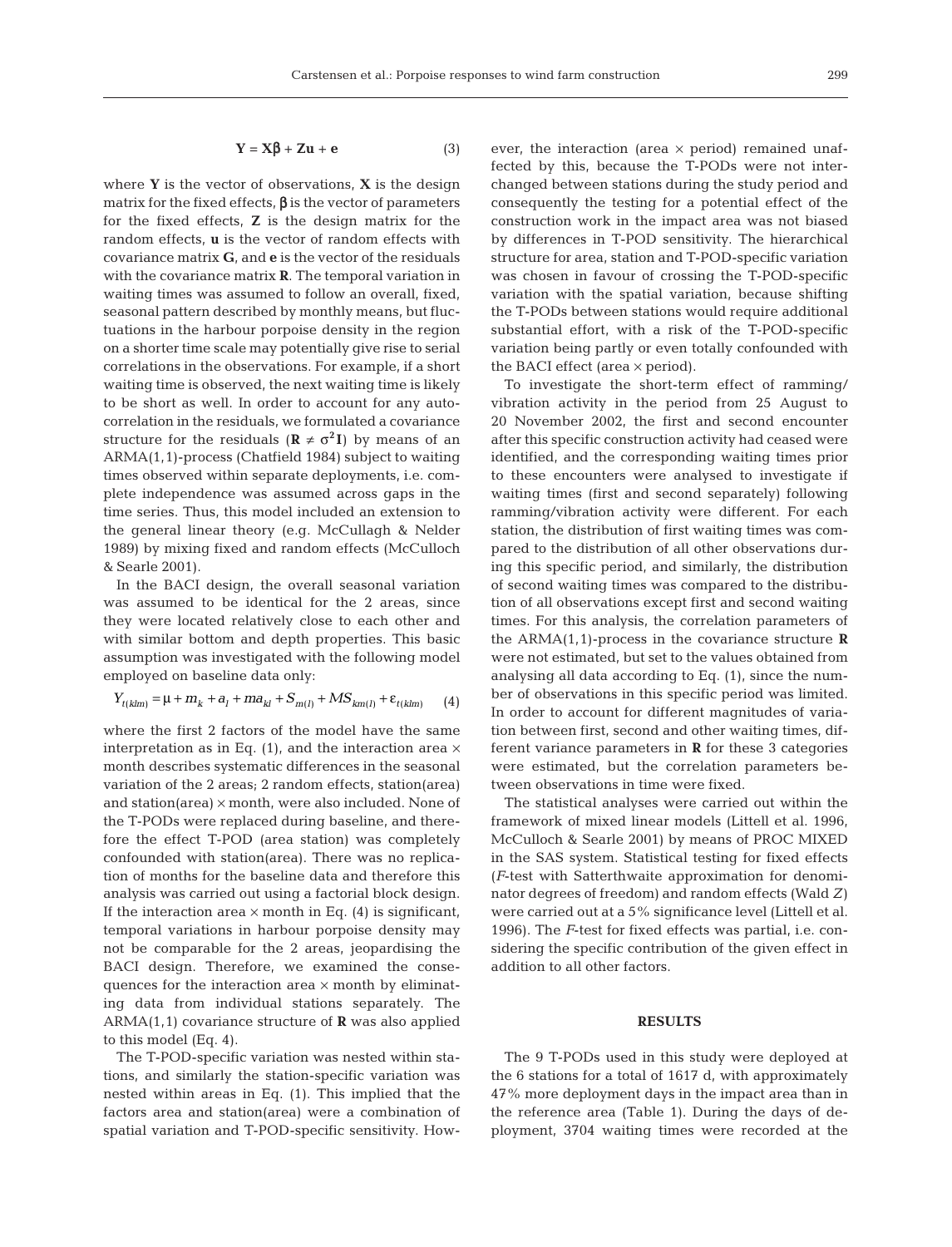$$\mathbf{Y} = \mathbf{X}\boldsymbol{\beta} + \mathbf{Z}\mathbf{u} + \mathbf{e} \qquad (3)$$

where $\mathbf{Y}$ is the vector of observations, $\mathbf{X}$ is the design matrix for the fixed effects, $\boldsymbol{\beta}$ is the vector of parameters for the fixed effects, $\mathbf{Z}$ is the design matrix for the random effects, $\mathbf{u}$ is the vector of random effects with covariance matrix $\mathbf{G}$, and $\mathbf{e}$ is the vector of the residuals with the covariance matrix $\mathbf{R}$. The temporal variation in waiting times was assumed to follow an overall, fixed, seasonal pattern described by monthly means, but fluctuations in the harbour porpoise density in the region on a shorter time scale may potentially give rise to serial correlations in the observations. For example, if a short waiting time is observed, the next waiting time is likely to be short as well. In order to account for any autocorrelation in the residuals, we formulated a covariance structure for the residuals ($\mathbf{R} \neq \sigma^2\mathbf{I}$) by means of an ARMA(1,1)-process (Chatfield 1984) subject to waiting times observed within separate deployments, i.e. complete independence was assumed across gaps in the time series. Thus, this model included an extension to the general linear theory (e.g. McCullagh & Nelder 1989) by mixing fixed and random effects (McCulloch & Searle 2001).

In the BACI design, the overall seasonal variation was assumed to be identical for the 2 areas, since they were located relatively close to each other and with similar bottom and depth properties. This basic assumption was investigated with the following model employed on baseline data only:

$$Y_{t(klm)} = \mu + m_k + a_l + ma_{kl} + S_{m(l)} + MS_{km(l)} + \varepsilon_{t(klm)} \qquad (4)$$

where the first 2 factors of the model have the same interpretation as in Eq. (1), and the interaction area × month describes systematic differences in the seasonal variation of the 2 areas; 2 random effects, station(area) and station(area) × month, were also included. None of the T-PODs were replaced during baseline, and therefore the effect T-POD (area station) was completely confounded with station(area). There was no replication of months for the baseline data and therefore this analysis was carried out using a factorial block design. If the interaction area × month in Eq. (4) is significant, temporal variations in harbour porpoise density may not be comparable for the 2 areas, jeopardising the BACI design. Therefore, we examined the consequences for the interaction area × month by eliminating data from individual stations separately. The ARMA(1,1) covariance structure of $\mathbf{R}$ was also applied to this model (Eq. 4).

The T-POD-specific variation was nested within stations, and similarly the station-specific variation was nested within areas in Eq. (1). This implied that the factors area and station(area) were a combination of spatial variation and T-POD-specific sensitivity. However, the interaction (area × period) remained unaffected by this, because the T-PODs were not interchanged between stations during the study period and consequently the testing for a potential effect of the construction work in the impact area was not biased by differences in T-POD sensitivity. The hierarchical structure for area, station and T-POD-specific variation was chosen in favour of crossing the T-POD-specific variation with the spatial variation, because shifting the T-PODs between stations would require additional substantial effort, with a risk of the T-POD-specific variation being partly or even totally confounded with the BACI effect (area × period).

To investigate the short-term effect of ramming/vibration activity in the period from 25 August to 20 November 2002, the first and second encounter after this specific construction activity had ceased were identified, and the corresponding waiting times prior to these encounters were analysed to investigate if waiting times (first and second separately) following ramming/vibration activity were different. For each station, the distribution of first waiting times was compared to the distribution of all other observations during this specific period, and similarly, the distribution of second waiting times was compared to the distribution of all observations except first and second waiting times. For this analysis, the correlation parameters of the ARMA(1,1)-process in the covariance structure $\mathbf{R}$ were not estimated, but set to the values obtained from analysing all data according to Eq. (1), since the number of observations in this specific period was limited. In order to account for different magnitudes of variation between first, second and other waiting times, different variance parameters in $\mathbf{R}$ for these 3 categories were estimated, but the correlation parameters between observations in time were fixed.

The statistical analyses were carried out within the framework of mixed linear models (Littell et al. 1996, McCulloch & Searle 2001) by means of PROC MIXED in the SAS system. Statistical testing for fixed effects (*F*-test with Satterthwaite approximation for denominator degrees of freedom) and random effects (Wald *Z*) were carried out at a 5% significance level (Littell et al. 1996). The *F*-test for fixed effects was partial, i.e. considering the specific contribution of the given effect in addition to all other factors.

## RESULTS

The 9 T-PODs used in this study were deployed at the 6 stations for a total of 1617 d, with approximately 47% more deployment days in the impact area than in the reference area (Table 1). During the days of deployment, 3704 waiting times were recorded at the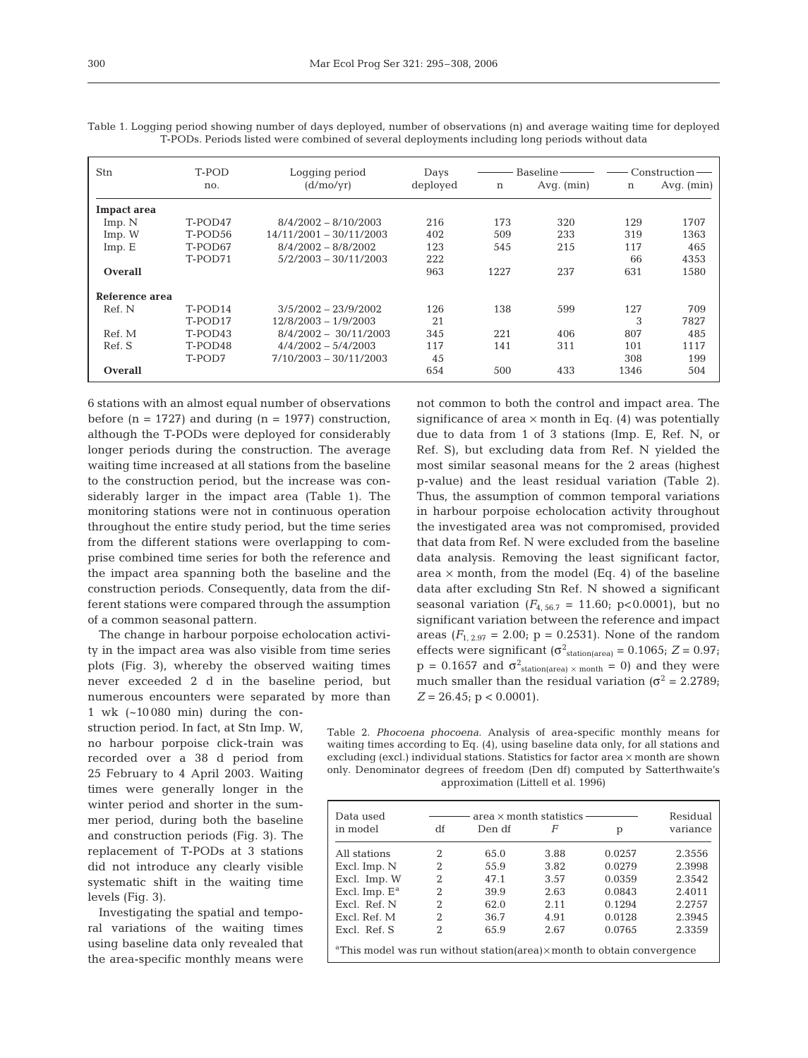Table 1. Logging period showing number of days deployed, number of observations (n) and average waiting time for deployed T-PODs. Periods listed were combined of several deployments including long periods without data

| Stn | T-POD no. | Logging period (d/mo/yr) | Days deployed | Baseline n | Baseline Avg. (min) | Construction n | Construction Avg. (min) |
|---|---|---|---|---|---|---|---|
| **Impact area** | | | | | | | |
| Imp. N | T-POD47 | 8/4/2002 – 8/10/2003 | 216 | 173 | 320 | 129 | 1707 |
| Imp. W | T-POD56 | 14/11/2001 – 30/11/2003 | 402 | 509 | 233 | 319 | 1363 |
| Imp. E | T-POD67 | 8/4/2002 – 8/8/2002 | 123 | 545 | 215 | 117 | 465 |
| | T-POD71 | 5/2/2003 – 30/11/2003 | 222 | | | 66 | 4353 |
| **Overall** | | | 963 | 1227 | 237 | 631 | 1580 |
| **Reference area** | | | | | | | |
| Ref. N | T-POD14 | 3/5/2002 – 23/9/2002 | 126 | 138 | 599 | 127 | 709 |
| | T-POD17 | 12/8/2003 – 1/9/2003 | 21 | | | 3 | 7827 |
| Ref. M | T-POD43 | 8/4/2002 – 30/11/2003 | 345 | 221 | 406 | 807 | 485 |
| Ref. S | T-POD48 | 4/4/2002 – 5/4/2003 | 117 | 141 | 311 | 101 | 1117 |
| | T-POD7 | 7/10/2003 – 30/11/2003 | 45 | | | 308 | 199 |
| **Overall** | | | 654 | 500 | 433 | 1346 | 504 |

6 stations with an almost equal number of observations before (n = 1727) and during (n = 1977) construction, although the T-PODs were deployed for considerably longer periods during the construction. The average waiting time increased at all stations from the baseline to the construction period, but the increase was considerably larger in the impact area (Table 1). The monitoring stations were not in continuous operation throughout the entire study period, but the time series from the different stations were overlapping to comprise combined time series for both the reference and the impact area spanning both the baseline and the construction periods. Consequently, data from the different stations were compared through the assumption of a common seasonal pattern.

The change in harbour porpoise echolocation activity in the impact area was also visible from time series plots (Fig. 3), whereby the observed waiting times never exceeded 2 d in the baseline period, but numerous encounters were separated by more than 1 wk (~10 080 min) during the construction period. In fact, at Stn Imp. W, no harbour porpoise click-train was recorded over a 38 d period from 25 February to 4 April 2003. Waiting times were generally longer in the winter period and shorter in the summer period, during both the baseline and construction periods (Fig. 3). The replacement of T-PODs at 3 stations did not introduce any clearly visible systematic shift in the waiting time levels (Fig. 3).

Investigating the spatial and temporal variations of the waiting times using baseline data only revealed that the area-specific monthly means were not common to both the control and impact area. The significance of area × month in Eq. (4) was potentially due to data from 1 of 3 stations (Imp. E, Ref. N, or Ref. S), but excluding data from Ref. N yielded the most similar seasonal means for the 2 areas (highest p-value) and the least residual variation (Table 2). Thus, the assumption of common temporal variations in harbour porpoise echolocation activity throughout the investigated area was not compromised, provided that data from Ref. N were excluded from the baseline data analysis. Removing the least significant factor, area × month, from the model (Eq. 4) of the baseline data after excluding Stn Ref. N showed a significant seasonal variation ($F_{4,\,56.7}$ = 11.60; p<0.0001), but no significant variation between the reference and impact areas ($F_{1,\,2.97}$ = 2.00; p = 0.2531). None of the random effects were significant ($\sigma^2_{\text{station(area)}}$ = 0.1065; $Z$ = 0.97; p = 0.1657 and $\sigma^2_{\text{station(area)} \times \text{month}}$ = 0) and they were much smaller than the residual variation ($\sigma^2$ = 2.2789; $Z$ = 26.45; p < 0.0001).

Table 2. *Phocoena phocoena.* Analysis of area-specific monthly means for waiting times according to Eq. (4), using baseline data only, for all stations and excluding (excl.) individual stations. Statistics for factor area × month are shown only. Denominator degrees of freedom (Den df) computed by Satterthwaite's approximation (Littell et al. 1996)

| Data used in model | area × month statistics df | Den df | *F* | p | Residual variance |
|---|---|---|---|---|---|
| All stations | 2 | 65.0 | 3.88 | 0.0257 | 2.3556 |
| Excl. Imp. N | 2 | 55.9 | 3.82 | 0.0279 | 2.3998 |
| Excl. Imp. W | 2 | 47.1 | 3.57 | 0.0359 | 2.3542 |
| Excl. Imp. E[a] | 2 | 39.9 | 2.63 | 0.0843 | 2.4011 |
| Excl. Ref. N | 2 | 62.0 | 2.11 | 0.1294 | 2.2757 |
| Excl. Ref. M | 2 | 36.7 | 4.91 | 0.0128 | 2.3945 |
| Excl. Ref. S | 2 | 65.9 | 2.67 | 0.0765 | 2.3359 |

[a]This model was run without station(area)×month to obtain convergence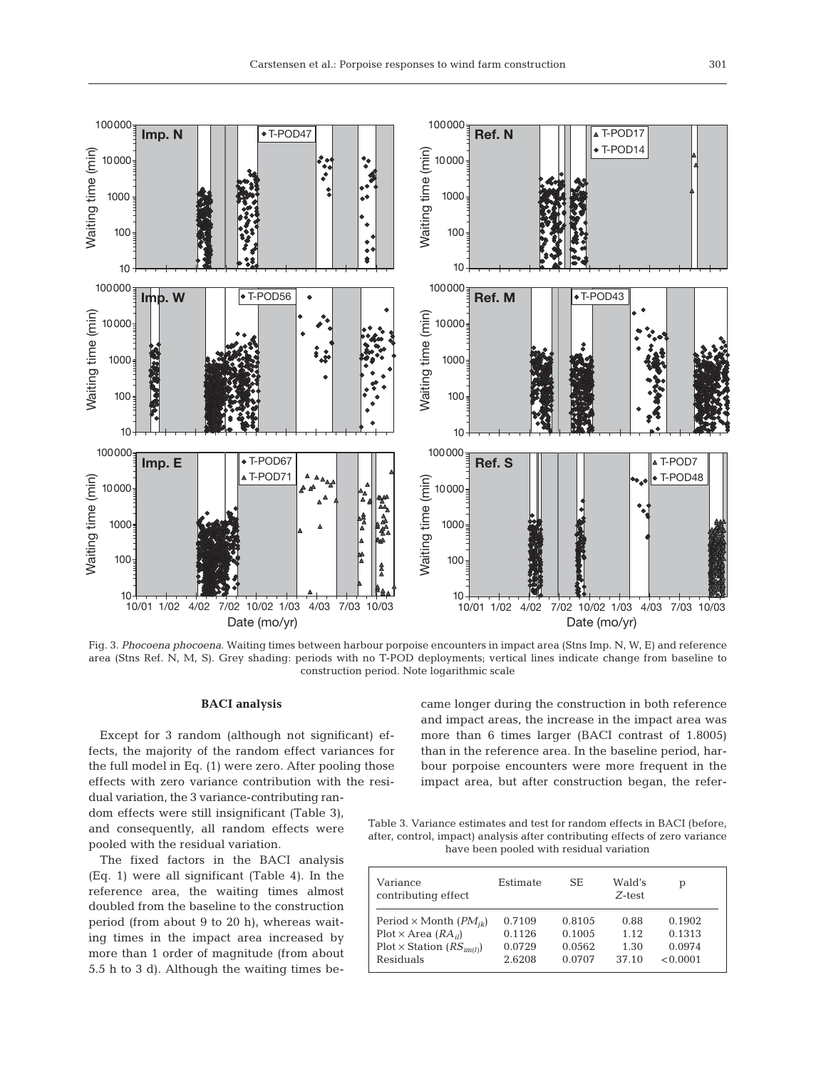Fig. 3. *Phocoena phocoena*. Waiting times between harbour porpoise encounters in impact area (Stns Imp. N, W, E) and reference area (Stns Ref. N, M, S). Grey shading: periods with no T-POD deployments; vertical lines indicate change from baseline to construction period. Note logarithmic scale

### BACI analysis

Except for 3 random (although not significant) effects, the majority of the random effect variances for the full model in Eq. (1) were zero. After pooling those effects with zero variance contribution with the residual variation, the 3 variance-contributing random effects were still insignificant (Table 3), and consequently, all random effects were pooled with the residual variation.

The fixed factors in the BACI analysis (Eq. 1) were all significant (Table 4). In the reference area, the waiting times almost doubled from the baseline to the construction period (from about 9 to 20 h), whereas waiting times in the impact area increased by more than 1 order of magnitude (from about 5.5 h to 3 d). Although the waiting times became longer during the construction in both reference and impact areas, the increase in the impact area was more than 6 times larger (BACI contrast of 1.8005) than in the reference area. In the baseline period, harbour porpoise encounters were more frequent in the impact area, but after construction began, the refer-

Table 3. Variance estimates and test for random effects in BACI (before, after, control, impact) analysis after contributing effects of zero variance have been pooled with residual variation

| Variance contributing effect | Estimate | SE | Wald's *Z*-test | p |
|---|---|---|---|---|
| Period × Month ($PM_{jk}$) | 0.7109 | 0.8105 | 0.88 | 0.1902 |
| Plot × Area ($RA_{il}$) | 0.1126 | 0.1005 | 1.12 | 0.1313 |
| Plot × Station ($RS_{im(l)}$) | 0.0729 | 0.0562 | 1.30 | 0.0974 |
| Residuals | 2.6208 | 0.0707 | 37.10 | <0.0001 |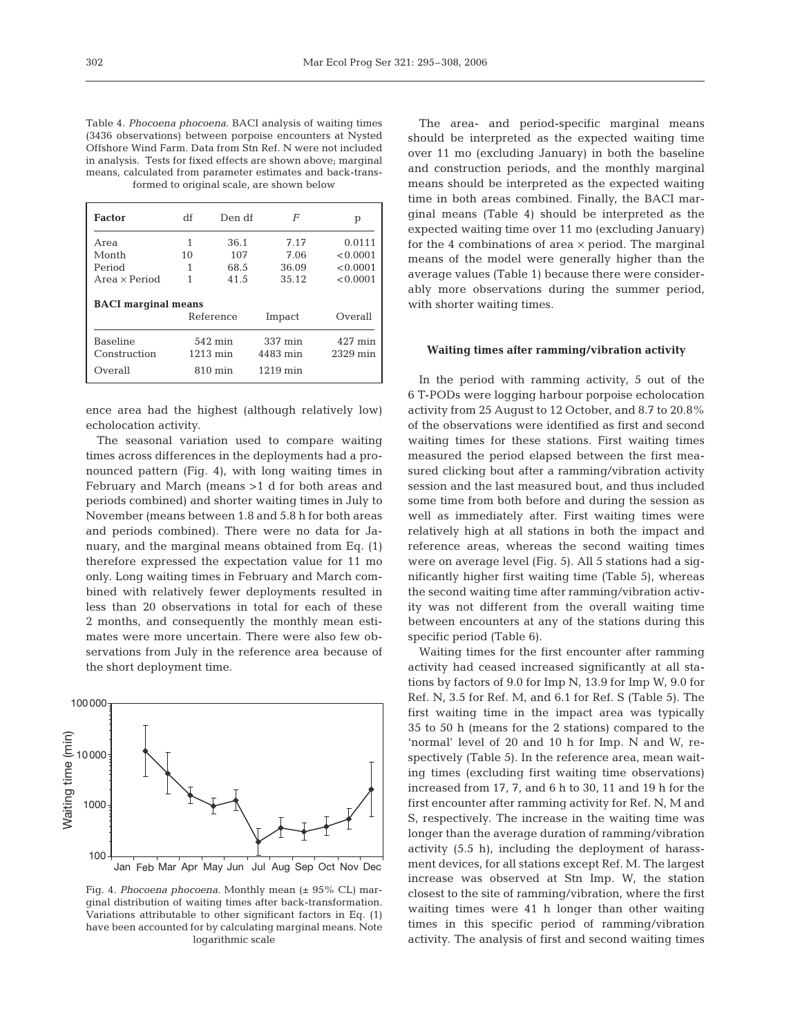Table 4. *Phocoena phocoena*. BACI analysis of waiting times (3436 observations) between porpoise encounters at Nysted Offshore Wind Farm. Data from Stn Ref. N were not included in analysis. Tests for fixed effects are shown above; marginal means, calculated from parameter estimates and back-transformed to original scale, are shown below

| Factor | df | Den df | *F* | p |
|---|---|---|---|---|
| Area | 1 | 36.1 | 7.17 | 0.0111 |
| Month | 10 | 107 | 7.06 | <0.0001 |
| Period | 1 | 68.5 | 36.09 | <0.0001 |
| Area × Period | 1 | 41.5 | 35.12 | <0.0001 |

**BACI marginal means**

| | Reference | Impact | Overall |
|---|---|---|---|
| Baseline | 542 min | 337 min | 427 min |
| Construction | 1213 min | 4483 min | 2329 min |
| Overall | 810 min | 1219 min | |

ence area had the highest (although relatively low) echolocation activity.

The seasonal variation used to compare waiting times across differences in the deployments had a pronounced pattern (Fig. 4), with long waiting times in February and March (means >1 d for both areas and periods combined) and shorter waiting times in July to November (means between 1.8 and 5.8 h for both areas and periods combined). There were no data for January, and the marginal means obtained from Eq. (1) therefore expressed the expectation value for 11 mo only. Long waiting times in February and March combined with relatively fewer deployments resulted in less than 20 observations in total for each of these 2 months, and consequently the monthly mean estimates were more uncertain. There were also few observations from July in the reference area because of the short deployment time.

Fig. 4. *Phocoena phocoena*. Monthly mean (± 95% CL) marginal distribution of waiting times after back-transformation. Variations attributable to other significant factors in Eq. (1) have been accounted for by calculating marginal means. Note logarithmic scale

The area- and period-specific marginal means should be interpreted as the expected waiting time over 11 mo (excluding January) in both the baseline and construction periods, and the monthly marginal means should be interpreted as the expected waiting time in both areas combined. Finally, the BACI marginal means (Table 4) should be interpreted as the expected waiting time over 11 mo (excluding January) for the 4 combinations of area × period. The marginal means of the model were generally higher than the average values (Table 1) because there were considerably more observations during the summer period, with shorter waiting times.

### Waiting times after ramming/vibration activity

In the period with ramming activity, 5 out of the 6 T-PODs were logging harbour porpoise echolocation activity from 25 August to 12 October, and 8.7 to 20.8% of the observations were identified as first and second waiting times for these stations. First waiting times measured the period elapsed between the first measured clicking bout after a ramming/vibration activity session and the last measured bout, and thus included some time from both before and during the session as well as immediately after. First waiting times were relatively high at all stations in both the impact and reference areas, whereas the second waiting times were on average level (Fig. 5). All 5 stations had a significantly higher first waiting time (Table 5), whereas the second waiting time after ramming/vibration activity was not different from the overall waiting time between encounters at any of the stations during this specific period (Table 6).

Waiting times for the first encounter after ramming activity had ceased increased significantly at all stations by factors of 9.0 for Imp N, 13.9 for Imp W, 9.0 for Ref. N, 3.5 for Ref. M, and 6.1 for Ref. S (Table 5). The first waiting time in the impact area was typically 35 to 50 h (means for the 2 stations) compared to the 'normal' level of 20 and 10 h for Imp. N and W, respectively (Table 5). In the reference area, mean waiting times (excluding first waiting time observations) increased from 17, 7, and 6 h to 30, 11 and 19 h for the first encounter after ramming activity for Ref. N, M and S, respectively. The increase in the waiting time was longer than the average duration of ramming/vibration activity (5.5 h), including the deployment of harassment devices, for all stations except Ref. M. The largest increase was observed at Stn Imp. W, the station closest to the site of ramming/vibration, where the first waiting times were 41 h longer than other waiting times in this specific period of ramming/vibration activity. The analysis of first and second waiting times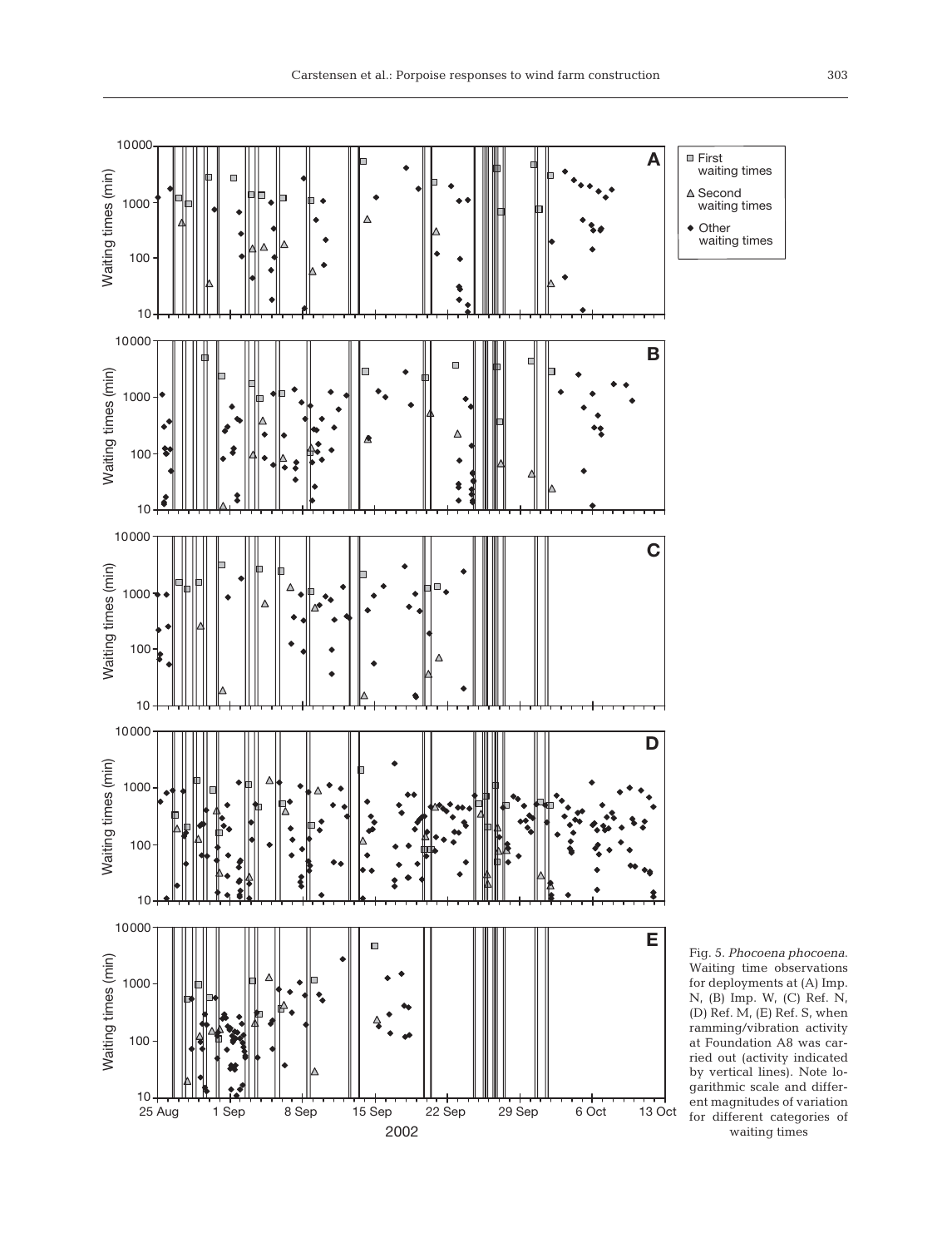Fig. 5. *Phocoena phocoena.* Waiting time observations for deployments at (A) Imp. N, (B) Imp. W, (C) Ref. N, (D) Ref. M, (E) Ref. S, when ramming/vibration activity at Foundation A8 was carried out (activity indicated by vertical lines). Note logarithmic scale and different magnitudes of variation for different categories of waiting times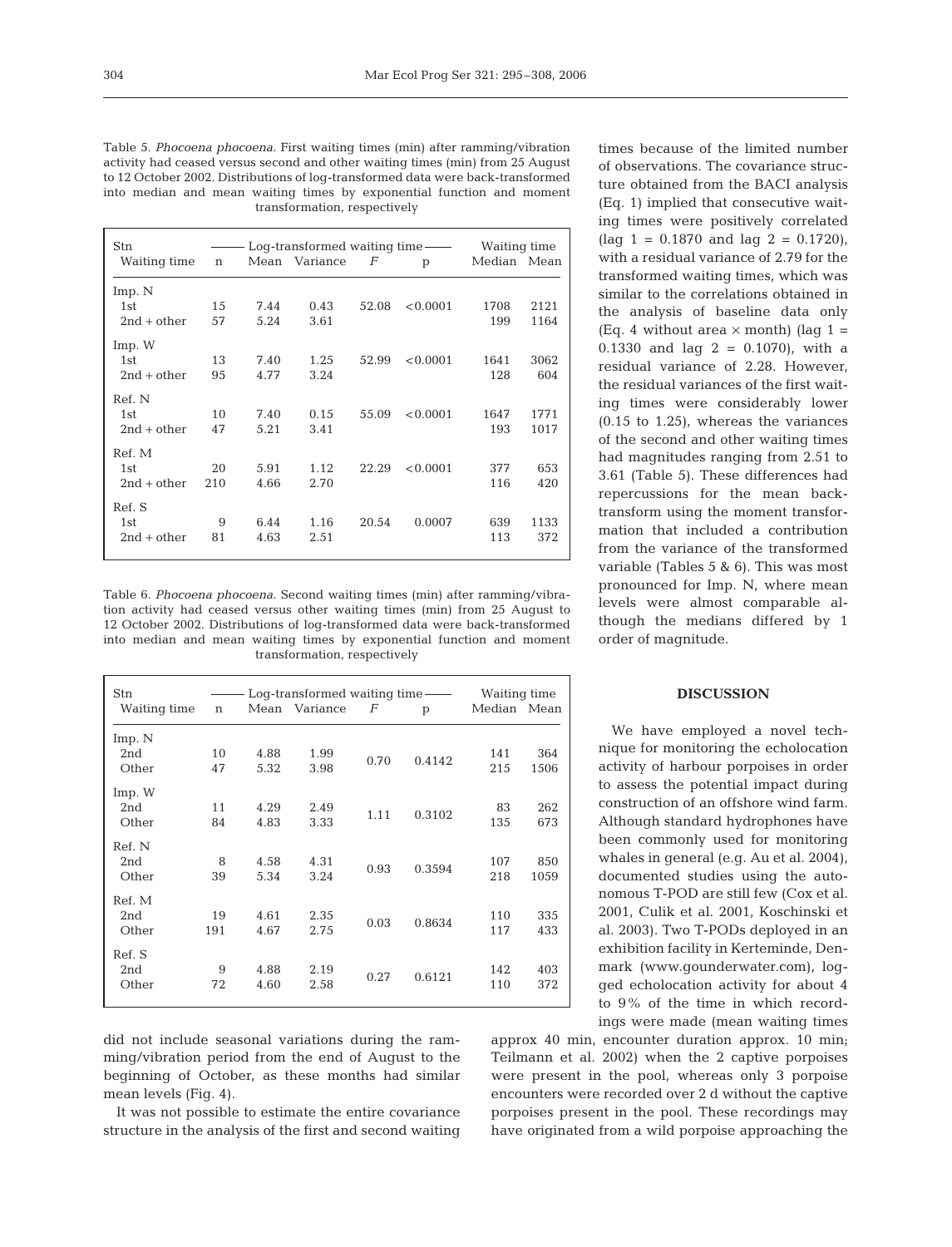Table 5. *Phocoena phocoena*. First waiting times (min) after ramming/vibration activity had ceased versus second and other waiting times (min) from 25 August to 12 October 2002. Distributions of log-transformed data were back-transformed into median and mean waiting times by exponential function and moment transformation, respectively

| Stn Waiting time | n | Log-transformed waiting time Mean | Variance | *F* | p | Waiting time Median | Mean |
|---|---|---|---|---|---|---|---|
| Imp. N | | | | | | | |
| 1st | 15 | 7.44 | 0.43 | 52.08 | <0.0001 | 1708 | 2121 |
| 2nd + other | 57 | 5.24 | 3.61 | | | 199 | 1164 |
| Imp. W | | | | | | | |
| 1st | 13 | 7.40 | 1.25 | 52.99 | <0.0001 | 1641 | 3062 |
| 2nd + other | 95 | 4.77 | 3.24 | | | 128 | 604 |
| Ref. N | | | | | | | |
| 1st | 10 | 7.40 | 0.15 | 55.09 | <0.0001 | 1647 | 1771 |
| 2nd + other | 47 | 5.21 | 3.41 | | | 193 | 1017 |
| Ref. M | | | | | | | |
| 1st | 20 | 5.91 | 1.12 | 22.29 | <0.0001 | 377 | 653 |
| 2nd + other | 210 | 4.66 | 2.70 | | | 116 | 420 |
| Ref. S | | | | | | | |
| 1st | 9 | 6.44 | 1.16 | 20.54 | 0.0007 | 639 | 1133 |
| 2nd + other | 81 | 4.63 | 2.51 | | | 113 | 372 |

Table 6. *Phocoena phocoena*. Second waiting times (min) after ramming/vibration activity had ceased versus other waiting times (min) from 25 August to 12 October 2002. Distributions of log-transformed data were back-transformed into median and mean waiting times by exponential function and moment transformation, respectively

| Stn Waiting time | n | Log-transformed waiting time Mean | Variance | *F* | p | Waiting time Median | Mean |
|---|---|---|---|---|---|---|---|
| Imp. N | | | | | | | |
| 2nd | 10 | 4.88 | 1.99 | 0.70 | 0.4142 | 141 | 364 |
| Other | 47 | 5.32 | 3.98 | | | 215 | 1506 |
| Imp. W | | | | | | | |
| 2nd | 11 | 4.29 | 2.49 | 1.11 | 0.3102 | 83 | 262 |
| Other | 84 | 4.83 | 3.33 | | | 135 | 673 |
| Ref. N | | | | | | | |
| 2nd | 8 | 4.58 | 4.31 | 0.93 | 0.3594 | 107 | 850 |
| Other | 39 | 5.34 | 3.24 | | | 218 | 1059 |
| Ref. M | | | | | | | |
| 2nd | 19 | 4.61 | 2.35 | 0.03 | 0.8634 | 110 | 335 |
| Other | 191 | 4.67 | 2.75 | | | 117 | 433 |
| Ref. S | | | | | | | |
| 2nd | 9 | 4.88 | 2.19 | 0.27 | 0.6121 | 142 | 403 |
| Other | 72 | 4.60 | 2.58 | | | 110 | 372 |

did not include seasonal variations during the ramming/vibration period from the end of August to the beginning of October, as these months had similar mean levels (Fig. 4).

It was not possible to estimate the entire covariance structure in the analysis of the first and second waiting times because of the limited number of observations. The covariance structure obtained from the BACI analysis (Eq. 1) implied that consecutive waiting times were positively correlated (lag 1 = 0.1870 and lag 2 = 0.1720), with a residual variance of 2.79 for the transformed waiting times, which was similar to the correlations obtained in the analysis of baseline data only (Eq. 4 without area × month) (lag 1 = 0.1330 and lag 2 = 0.1070), with a residual variance of 2.28. However, the residual variances of the first waiting times were considerably lower (0.15 to 1.25), whereas the variances of the second and other waiting times had magnitudes ranging from 2.51 to 3.61 (Table 5). These differences had repercussions for the mean back-transform using the moment transformation that included a contribution from the variance of the transformed variable (Tables 5 & 6). This was most pronounced for Imp. N, where mean levels were almost comparable although the medians differed by 1 order of magnitude.

## DISCUSSION

We have employed a novel technique for monitoring the echolocation activity of harbour porpoises in order to assess the potential impact during construction of an offshore wind farm. Although standard hydrophones have been commonly used for monitoring whales in general (e.g. Au et al. 2004), documented studies using the autonomous T-POD are still few (Cox et al. 2001, Culik et al. 2001, Koschinski et al. 2003). Two T-PODs deployed in an exhibition facility in Kerteminde, Denmark (www.gounderwater.com), logged echolocation activity for about 4 to 9% of the time in which recordings were made (mean waiting times approx 40 min, encounter duration approx. 10 min; Teilmann et al. 2002) when the 2 captive porpoises were present in the pool, whereas only 3 porpoise encounters were recorded over 2 d without the captive porpoises present in the pool. These recordings may have originated from a wild porpoise approaching the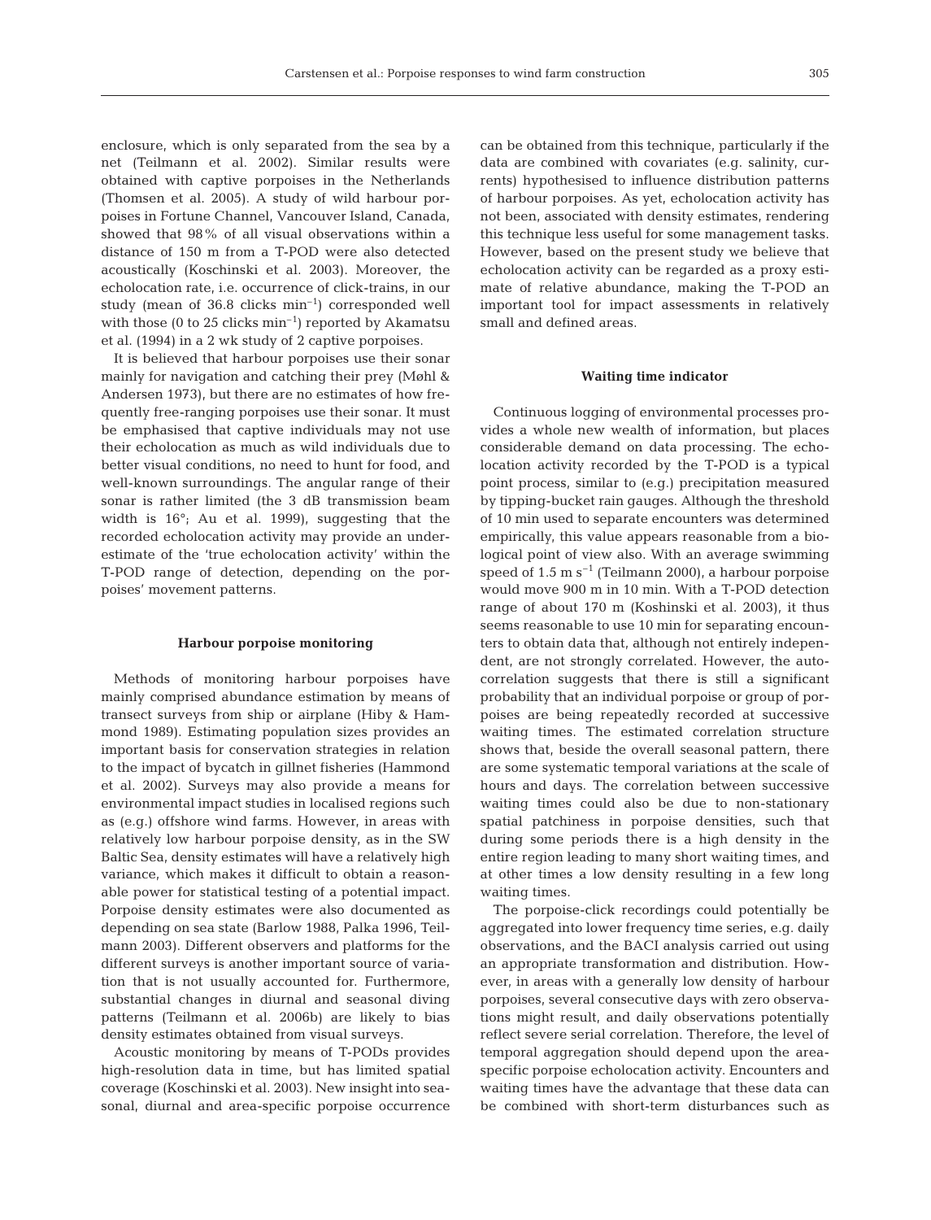enclosure, which is only separated from the sea by a net (Teilmann et al. 2002). Similar results were obtained with captive porpoises in the Netherlands (Thomsen et al. 2005). A study of wild harbour porpoises in Fortune Channel, Vancouver Island, Canada, showed that 98% of all visual observations within a distance of 150 m from a T-POD were also detected acoustically (Koschinski et al. 2003). Moreover, the echolocation rate, i.e. occurrence of click-trains, in our study (mean of 36.8 clicks $\text{min}^{-1}$) corresponded well with those (0 to 25 clicks $\text{min}^{-1}$) reported by Akamatsu et al. (1994) in a 2 wk study of 2 captive porpoises.

It is believed that harbour porpoises use their sonar mainly for navigation and catching their prey (Møhl & Andersen 1973), but there are no estimates of how frequently free-ranging porpoises use their sonar. It must be emphasised that captive individuals may not use their echolocation as much as wild individuals due to better visual conditions, no need to hunt for food, and well-known surroundings. The angular range of their sonar is rather limited (the 3 dB transmission beam width is 16°; Au et al. 1999), suggesting that the recorded echolocation activity may provide an underestimate of the 'true echolocation activity' within the T-POD range of detection, depending on the porpoises' movement patterns.

### Harbour porpoise monitoring

Methods of monitoring harbour porpoises have mainly comprised abundance estimation by means of transect surveys from ship or airplane (Hiby & Hammond 1989). Estimating population sizes provides an important basis for conservation strategies in relation to the impact of bycatch in gillnet fisheries (Hammond et al. 2002). Surveys may also provide a means for environmental impact studies in localised regions such as (e.g.) offshore wind farms. However, in areas with relatively low harbour porpoise density, as in the SW Baltic Sea, density estimates will have a relatively high variance, which makes it difficult to obtain a reasonable power for statistical testing of a potential impact. Porpoise density estimates were also documented as depending on sea state (Barlow 1988, Palka 1996, Teilmann 2003). Different observers and platforms for the different surveys is another important source of variation that is not usually accounted for. Furthermore, substantial changes in diurnal and seasonal diving patterns (Teilmann et al. 2006b) are likely to bias density estimates obtained from visual surveys.

Acoustic monitoring by means of T-PODs provides high-resolution data in time, but has limited spatial coverage (Koschinski et al. 2003). New insight into seasonal, diurnal and area-specific porpoise occurrence can be obtained from this technique, particularly if the data are combined with covariates (e.g. salinity, currents) hypothesised to influence distribution patterns of harbour porpoises. As yet, echolocation activity has not been, associated with density estimates, rendering this technique less useful for some management tasks. However, based on the present study we believe that echolocation activity can be regarded as a proxy estimate of relative abundance, making the T-POD an important tool for impact assessments in relatively small and defined areas.

### Waiting time indicator

Continuous logging of environmental processes provides a whole new wealth of information, but places considerable demand on data processing. The echolocation activity recorded by the T-POD is a typical point process, similar to (e.g.) precipitation measured by tipping-bucket rain gauges. Although the threshold of 10 min used to separate encounters was determined empirically, this value appears reasonable from a biological point of view also. With an average swimming speed of 1.5 m $\text{s}^{-1}$ (Teilmann 2000), a harbour porpoise would move 900 m in 10 min. With a T-POD detection range of about 170 m (Koshinski et al. 2003), it thus seems reasonable to use 10 min for separating encounters to obtain data that, although not entirely independent, are not strongly correlated. However, the autocorrelation suggests that there is still a significant probability that an individual porpoise or group of porpoises are being repeatedly recorded at successive waiting times. The estimated correlation structure shows that, beside the overall seasonal pattern, there are some systematic temporal variations at the scale of hours and days. The correlation between successive waiting times could also be due to non-stationary spatial patchiness in porpoise densities, such that during some periods there is a high density in the entire region leading to many short waiting times, and at other times a low density resulting in a few long waiting times.

The porpoise-click recordings could potentially be aggregated into lower frequency time series, e.g. daily observations, and the BACI analysis carried out using an appropriate transformation and distribution. However, in areas with a generally low density of harbour porpoises, several consecutive days with zero observations might result, and daily observations potentially reflect severe serial correlation. Therefore, the level of temporal aggregation should depend upon the area-specific porpoise echolocation activity. Encounters and waiting times have the advantage that these data can be combined with short-term disturbances such as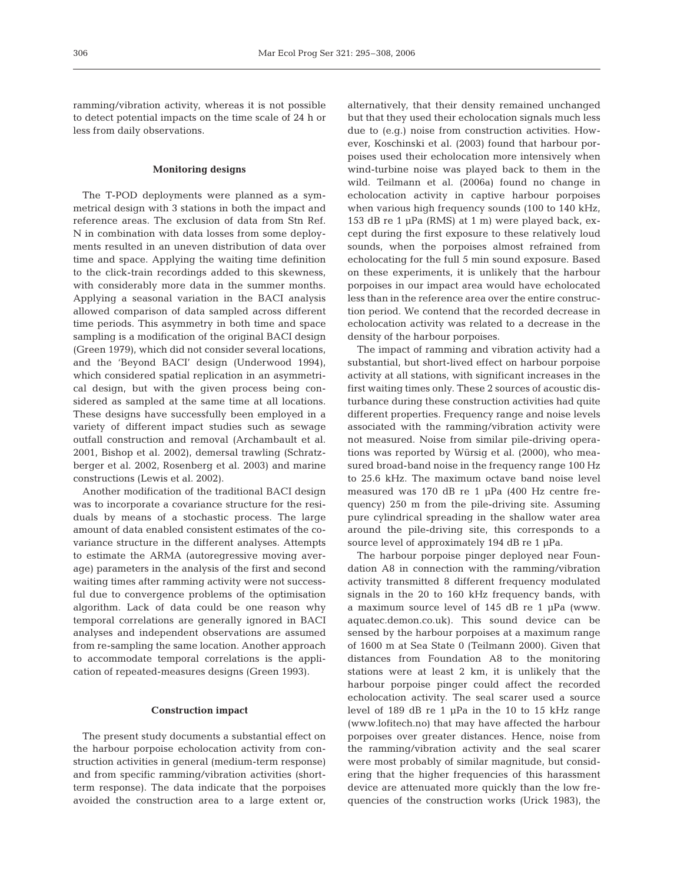ramming/vibration activity, whereas it is not possible to detect potential impacts on the time scale of 24 h or less from daily observations.

### Monitoring designs

The T-POD deployments were planned as a symmetrical design with 3 stations in both the impact and reference areas. The exclusion of data from Stn Ref. N in combination with data losses from some deployments resulted in an uneven distribution of data over time and space. Applying the waiting time definition to the click-train recordings added to this skewness, with considerably more data in the summer months. Applying a seasonal variation in the BACI analysis allowed comparison of data sampled across different time periods. This asymmetry in both time and space sampling is a modification of the original BACI design (Green 1979), which did not consider several locations, and the 'Beyond BACI' design (Underwood 1994), which considered spatial replication in an asymmetrical design, but with the given process being considered as sampled at the same time at all locations. These designs have successfully been employed in a variety of different impact studies such as sewage outfall construction and removal (Archambault et al. 2001, Bishop et al. 2002), demersal trawling (Schratzberger et al. 2002, Rosenberg et al. 2003) and marine constructions (Lewis et al. 2002).

Another modification of the traditional BACI design was to incorporate a covariance structure for the residuals by means of a stochastic process. The large amount of data enabled consistent estimates of the covariance structure in the different analyses. Attempts to estimate the ARMA (autoregressive moving average) parameters in the analysis of the first and second waiting times after ramming activity were not successful due to convergence problems of the optimisation algorithm. Lack of data could be one reason why temporal correlations are generally ignored in BACI analyses and independent observations are assumed from re-sampling the same location. Another approach to accommodate temporal correlations is the application of repeated-measures designs (Green 1993).

### Construction impact

The present study documents a substantial effect on the harbour porpoise echolocation activity from construction activities in general (medium-term response) and from specific ramming/vibration activities (short-term response). The data indicate that the porpoises avoided the construction area to a large extent or, alternatively, that their density remained unchanged but that they used their echolocation signals much less due to (e.g.) noise from construction activities. However, Koschinski et al. (2003) found that harbour porpoises used their echolocation more intensively when wind-turbine noise was played back to them in the wild. Teilmann et al. (2006a) found no change in echolocation activity in captive harbour porpoises when various high frequency sounds (100 to 140 kHz, 153 dB re 1 µPa (RMS) at 1 m) were played back, except during the first exposure to these relatively loud sounds, when the porpoises almost refrained from echolocating for the full 5 min sound exposure. Based on these experiments, it is unlikely that the harbour porpoises in our impact area would have echolocated less than in the reference area over the entire construction period. We contend that the recorded decrease in echolocation activity was related to a decrease in the density of the harbour porpoises.

The impact of ramming and vibration activity had a substantial, but short-lived effect on harbour porpoise activity at all stations, with significant increases in the first waiting times only. These 2 sources of acoustic disturbance during these construction activities had quite different properties. Frequency range and noise levels associated with the ramming/vibration activity were not measured. Noise from similar pile-driving operations was reported by Würsig et al. (2000), who measured broad-band noise in the frequency range 100 Hz to 25.6 kHz. The maximum octave band noise level measured was 170 dB re 1 µPa (400 Hz centre frequency) 250 m from the pile-driving site. Assuming pure cylindrical spreading in the shallow water area around the pile-driving site, this corresponds to a source level of approximately 194 dB re 1 µPa.

The harbour porpoise pinger deployed near Foundation A8 in connection with the ramming/vibration activity transmitted 8 different frequency modulated signals in the 20 to 160 kHz frequency bands, with a maximum source level of 145 dB re 1 µPa (www.aquatec.demon.co.uk). This sound device can be sensed by the harbour porpoises at a maximum range of 1600 m at Sea State 0 (Teilmann 2000). Given that distances from Foundation A8 to the monitoring stations were at least 2 km, it is unlikely that the harbour porpoise pinger could affect the recorded echolocation activity. The seal scarer used a source level of 189 dB re 1 µPa in the 10 to 15 kHz range (www.lofitech.no) that may have affected the harbour porpoises over greater distances. Hence, noise from the ramming/vibration activity and the seal scarer were most probably of similar magnitude, but considering that the higher frequencies of this harassment device are attenuated more quickly than the low frequencies of the construction works (Urick 1983), the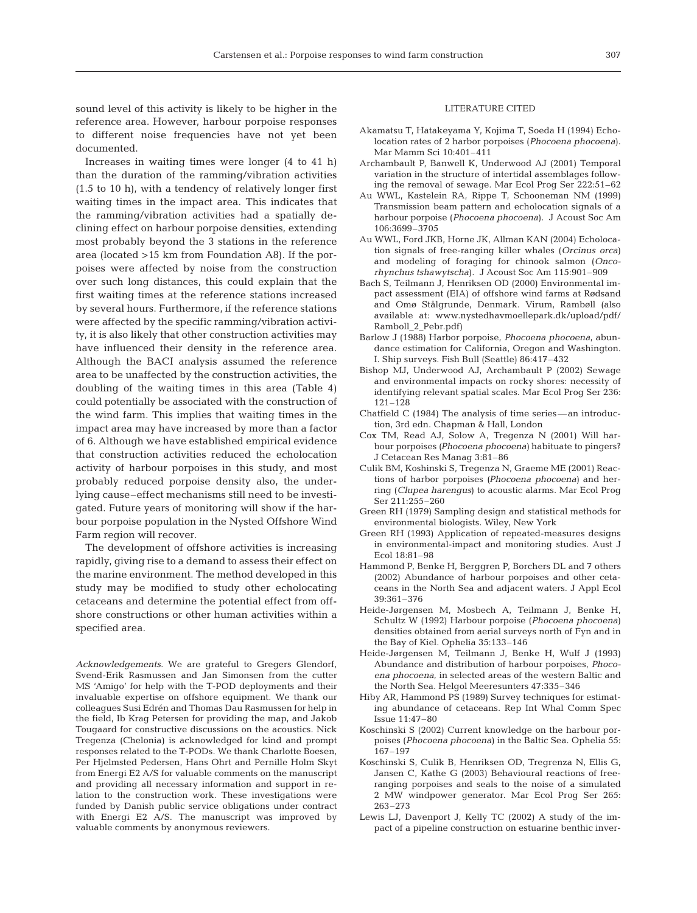sound level of this activity is likely to be higher in the reference area. However, harbour porpoise responses to different noise frequencies have not yet been documented.

Increases in waiting times were longer (4 to 41 h) than the duration of the ramming/vibration activities (1.5 to 10 h), with a tendency of relatively longer first waiting times in the impact area. This indicates that the ramming/vibration activities had a spatially declining effect on harbour porpoise densities, extending most probably beyond the 3 stations in the reference area (located >15 km from Foundation A8). If the porpoises were affected by noise from the construction over such long distances, this could explain that the first waiting times at the reference stations increased by several hours. Furthermore, if the reference stations were affected by the specific ramming/vibration activity, it is also likely that other construction activities may have influenced their density in the reference area. Although the BACI analysis assumed the reference area to be unaffected by the construction activities, the doubling of the waiting times in this area (Table 4) could potentially be associated with the construction of the wind farm. This implies that waiting times in the impact area may have increased by more than a factor of 6. Although we have established empirical evidence that construction activities reduced the echolocation activity of harbour porpoises in this study, and most probably reduced porpoise density also, the underlying cause–effect mechanisms still need to be investigated. Future years of monitoring will show if the harbour porpoise population in the Nysted Offshore Wind Farm region will recover.

The development of offshore activities is increasing rapidly, giving rise to a demand to assess their effect on the marine environment. The method developed in this study may be modified to study other echolocating cetaceans and determine the potential effect from offshore constructions or other human activities within a specified area.

*Acknowledgements.* We are grateful to Gregers Glendorf, Svend-Erik Rasmussen and Jan Simonsen from the cutter MS 'Amigo' for help with the T-POD deployments and their invaluable expertise on offshore equipment. We thank our colleagues Susi Edrén and Thomas Dau Rasmussen for help in the field, Ib Krag Petersen for providing the map, and Jakob Tougaard for constructive discussions on the acoustics. Nick Tregenza (Chelonia) is acknowledged for kind and prompt responses related to the T-PODs. We thank Charlotte Boesen, Per Hjelmsted Pedersen, Hans Ohrt and Pernille Holm Skyt from Energi E2 A/S for valuable comments on the manuscript and providing all necessary information and support in relation to the construction work. These investigations were funded by Danish public service obligations under contract with Energi E2 A/S. The manuscript was improved by valuable comments by anonymous reviewers.

## LITERATURE CITED

Akamatsu T, Hatakeyama Y, Kojima T, Soeda H (1994) Echolocation rates of 2 harbor porpoises (*Phocoena phocoena*). Mar Mamm Sci 10:401–411

Archambault P, Banwell K, Underwood AJ (2001) Temporal variation in the structure of intertidal assemblages following the removal of sewage. Mar Ecol Prog Ser 222:51–62

Au WWL, Kastelein RA, Rippe T, Schooneman NM (1999) Transmission beam pattern and echolocation signals of a harbour porpoise (*Phocoena phocoena*). J Acoust Soc Am 106:3699–3705

Au WWL, Ford JKB, Horne JK, Allman KAN (2004) Echolocation signals of free-ranging killer whales (*Orcinus orca*) and modeling of foraging for chinook salmon (*Oncorhynchus tshawytscha*). J Acoust Soc Am 115:901–909

Bach S, Teilmann J, Henriksen OD (2000) Environmental impact assessment (EIA) of offshore wind farms at Rødsand and Omø Stålgrunde, Denmark. Virum, Rambøll (also available at: www.nystedhavmoellepark.dk/upload/pdf/Ramboll_2_Pebr.pdf)

Barlow J (1988) Harbor porpoise, *Phocoena phocoena*, abundance estimation for California, Oregon and Washington. I. Ship surveys. Fish Bull (Seattle) 86:417–432

Bishop MJ, Underwood AJ, Archambault P (2002) Sewage and environmental impacts on rocky shores: necessity of identifying relevant spatial scales. Mar Ecol Prog Ser 236:121–128

Chatfield C (1984) The analysis of time series—an introduction, 3rd edn. Chapman & Hall, London

Cox TM, Read AJ, Solow A, Tregenza N (2001) Will harbour porpoises (*Phocoena phocoena*) habituate to pingers? J Cetacean Res Manag 3:81–86

Culik BM, Koshinski S, Tregenza N, Graeme ME (2001) Reactions of harbor porpoises (*Phocoena phocoena*) and herring (*Clupea harengus*) to acoustic alarms. Mar Ecol Prog Ser 211:255–260

Green RH (1979) Sampling design and statistical methods for environmental biologists. Wiley, New York

Green RH (1993) Application of repeated-measures designs in environmental-impact and monitoring studies. Aust J Ecol 18:81–98

Hammond P, Benke H, Berggren P, Borchers DL and 7 others (2002) Abundance of harbour porpoises and other cetaceans in the North Sea and adjacent waters. J Appl Ecol 39:361–376

Heide-Jørgensen M, Mosbech A, Teilmann J, Benke H, Schultz W (1992) Harbour porpoise (*Phocoena phocoena*) densities obtained from aerial surveys north of Fyn and in the Bay of Kiel. Ophelia 35:133–146

Heide-Jørgensen M, Teilmann J, Benke H, Wulf J (1993) Abundance and distribution of harbour porpoises, *Phocoena phocoena*, in selected areas of the western Baltic and the North Sea. Helgol Meeresunters 47:335–346

Hiby AR, Hammond PS (1989) Survey techniques for estimating abundance of cetaceans. Rep Int Whal Comm Spec Issue 11:47–80

Koschinski S (2002) Current knowledge on the harbour porpoises (*Phocoena phocoena*) in the Baltic Sea. Ophelia 55:167–197

Koschinski S, Culik B, Henriksen OD, Tregrenza N, Ellis G, Jansen C, Kathe G (2003) Behavioural reactions of free-ranging porpoises and seals to the noise of a simulated 2 MW windpower generator. Mar Ecol Prog Ser 265:263–273

Lewis LJ, Davenport J, Kelly TC (2002) A study of the impact of a pipeline construction on estuarine benthic inver-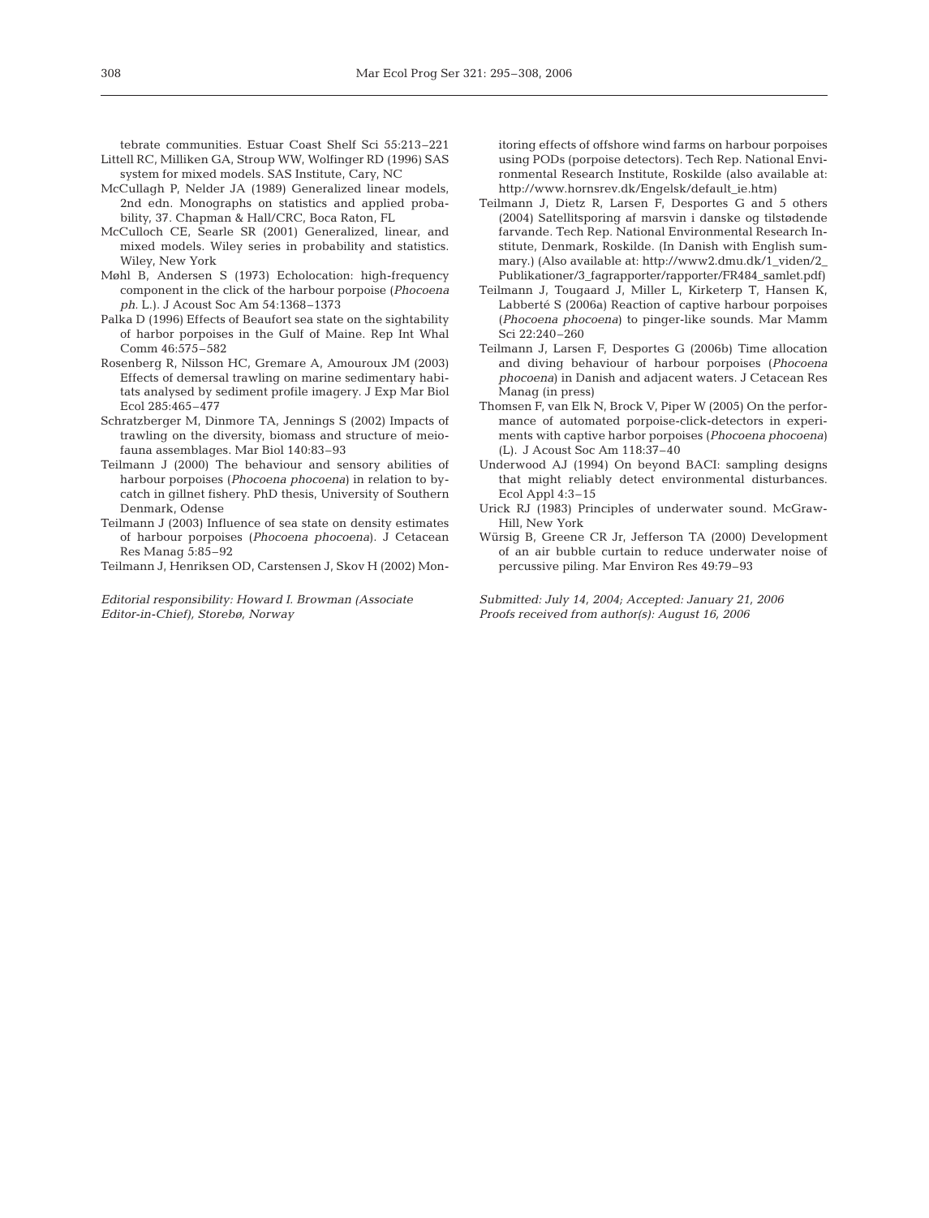tebrate communities. Estuar Coast Shelf Sci 55:213–221

Littell RC, Milliken GA, Stroup WW, Wolfinger RD (1996) SAS system for mixed models. SAS Institute, Cary, NC

McCullagh P, Nelder JA (1989) Generalized linear models, 2nd edn. Monographs on statistics and applied probability, 37. Chapman & Hall/CRC, Boca Raton, FL

McCulloch CE, Searle SR (2001) Generalized, linear, and mixed models. Wiley series in probability and statistics. Wiley, New York

Møhl B, Andersen S (1973) Echolocation: high-frequency component in the click of the harbour porpoise (*Phocoena ph.* L.). J Acoust Soc Am 54:1368–1373

Palka D (1996) Effects of Beaufort sea state on the sightability of harbor porpoises in the Gulf of Maine. Rep Int Whal Comm 46:575–582

Rosenberg R, Nilsson HC, Gremare A, Amouroux JM (2003) Effects of demersal trawling on marine sedimentary habitats analysed by sediment profile imagery. J Exp Mar Biol Ecol 285:465–477

Schratzberger M, Dinmore TA, Jennings S (2002) Impacts of trawling on the diversity, biomass and structure of meiofauna assemblages. Mar Biol 140:83–93

Teilmann J (2000) The behaviour and sensory abilities of harbour porpoises (*Phocoena phocoena*) in relation to bycatch in gillnet fishery. PhD thesis, University of Southern Denmark, Odense

Teilmann J (2003) Influence of sea state on density estimates of harbour porpoises (*Phocoena phocoena*). J Cetacean Res Manag 5:85–92

Teilmann J, Henriksen OD, Carstensen J, Skov H (2002) Monitoring effects of offshore wind farms on harbour porpoises using PODs (porpoise detectors). Tech Rep. National Environmental Research Institute, Roskilde (also available at: http://www.hornsrev.dk/Engelsk/default_ie.htm)

Teilmann J, Dietz R, Larsen F, Desportes G and 5 others (2004) Satellitsporing af marsvin i danske og tilstødende farvande. Tech Rep. National Environmental Research Institute, Denmark, Roskilde. (In Danish with English summary.) (Also available at: http://www2.dmu.dk/1_viden/2_Publikationer/3_fagrapporter/rapporter/FR484_samlet.pdf)

Teilmann J, Tougaard J, Miller L, Kirketerp T, Hansen K, Labberté S (2006a) Reaction of captive harbour porpoises (*Phocoena phocoena*) to pinger-like sounds. Mar Mamm Sci 22:240–260

Teilmann J, Larsen F, Desportes G (2006b) Time allocation and diving behaviour of harbour porpoises (*Phocoena phocoena*) in Danish and adjacent waters. J Cetacean Res Manag (in press)

Thomsen F, van Elk N, Brock V, Piper W (2005) On the performance of automated porpoise-click-detectors in experiments with captive harbor porpoises (*Phocoena phocoena*) (L). J Acoust Soc Am 118:37–40

Underwood AJ (1994) On beyond BACI: sampling designs that might reliably detect environmental disturbances. Ecol Appl 4:3–15

Urick RJ (1983) Principles of underwater sound. McGraw-Hill, New York

Würsig B, Greene CR Jr, Jefferson TA (2000) Development of an air bubble curtain to reduce underwater noise of percussive piling. Mar Environ Res 49:79–93

*Editorial responsibility: Howard I. Browman (Associate Editor-in-Chief), Storebø, Norway*

*Submitted: July 14, 2004; Accepted: January 21, 2006*
*Proofs received from author(s): August 16, 2006*